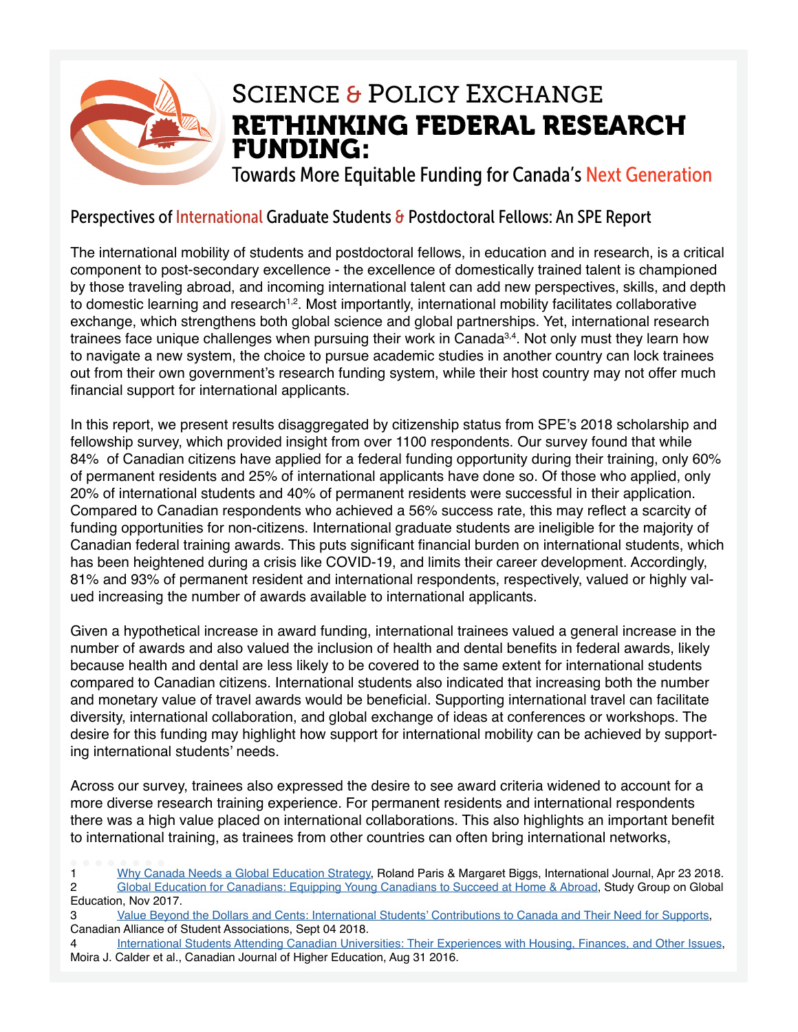# Science & Policy Exchange

# RETHINKING FEDERAL RESEARCH FUNDING:

## Towards More Equitable Funding for Canada's Next Generation

### Perspectives of International Graduate Students & Postdoctoral Fellows: An SPE Report

The international mobility of students and postdoctoral fellows, in education and in research, is a critical component to post-secondary excellence - the excellence of domestically trained talent is championed by those traveling abroad, and incoming international talent can add new perspectives, skills, and depth to domestic learning and research[1,2]. Most importantly, international mobility facilitates collaborative exchange, which strengthens both global science and global partnerships. Yet, international research trainees face unique challenges when pursuing their work in Canada[3,4]. Not only must they learn how to navigate a new system, the choice to pursue academic studies in another country can lock trainees out from their own government's research funding system, while their host country may not offer much financial support for international applicants.

In this report, we present results disaggregated by citizenship status from SPE's 2018 scholarship and fellowship survey, which provided insight from over 1100 respondents. Our survey found that while 84% of Canadian citizens have applied for a federal funding opportunity during their training, only 60% of permanent residents and 25% of international applicants have done so. Of those who applied, only 20% of international students and 40% of permanent residents were successful in their application. Compared to Canadian respondents who achieved a 56% success rate, this may reflect a scarcity of funding opportunities for non-citizens. International graduate students are ineligible for the majority of Canadian federal training awards. This puts significant financial burden on international students, which has been heightened during a crisis like COVID-19, and limits their career development. Accordingly, 81% and 93% of permanent resident and international respondents, respectively, valued or highly valued increasing the number of awards available to international applicants.

Given a hypothetical increase in award funding, international trainees valued a general increase in the number of awards and also valued the inclusion of health and dental benefits in federal awards, likely because health and dental are less likely to be covered to the same extent for international students compared to Canadian citizens. International students also indicated that increasing both the number and monetary value of travel awards would be beneficial. Supporting international travel can facilitate diversity, international collaboration, and global exchange of ideas at conferences or workshops. The desire for this funding may highlight how support for international mobility can be achieved by supporting international students' needs.

Across our survey, trainees also expressed the desire to see award criteria widened to account for a more diverse research training experience. For permanent residents and international respondents there was a high value placed on international collaborations. This also highlights an important benefit to international training, as trainees from other countries can often bring international networks,

---

1 Why Canada Needs a Global Education Strategy, Roland Paris & Margaret Biggs, International Journal, Apr 23 2018.

2 Global Education for Canadians: Equipping Young Canadians to Succeed at Home & Abroad, Study Group on Global Education, Nov 2017.

3 Value Beyond the Dollars and Cents: International Students' Contributions to Canada and Their Need for Supports, Canadian Alliance of Student Associations, Sept 04 2018.

4 International Students Attending Canadian Universities: Their Experiences with Housing, Finances, and Other Issues, Moira J. Calder et al., Canadian Journal of Higher Education, Aug 31 2016.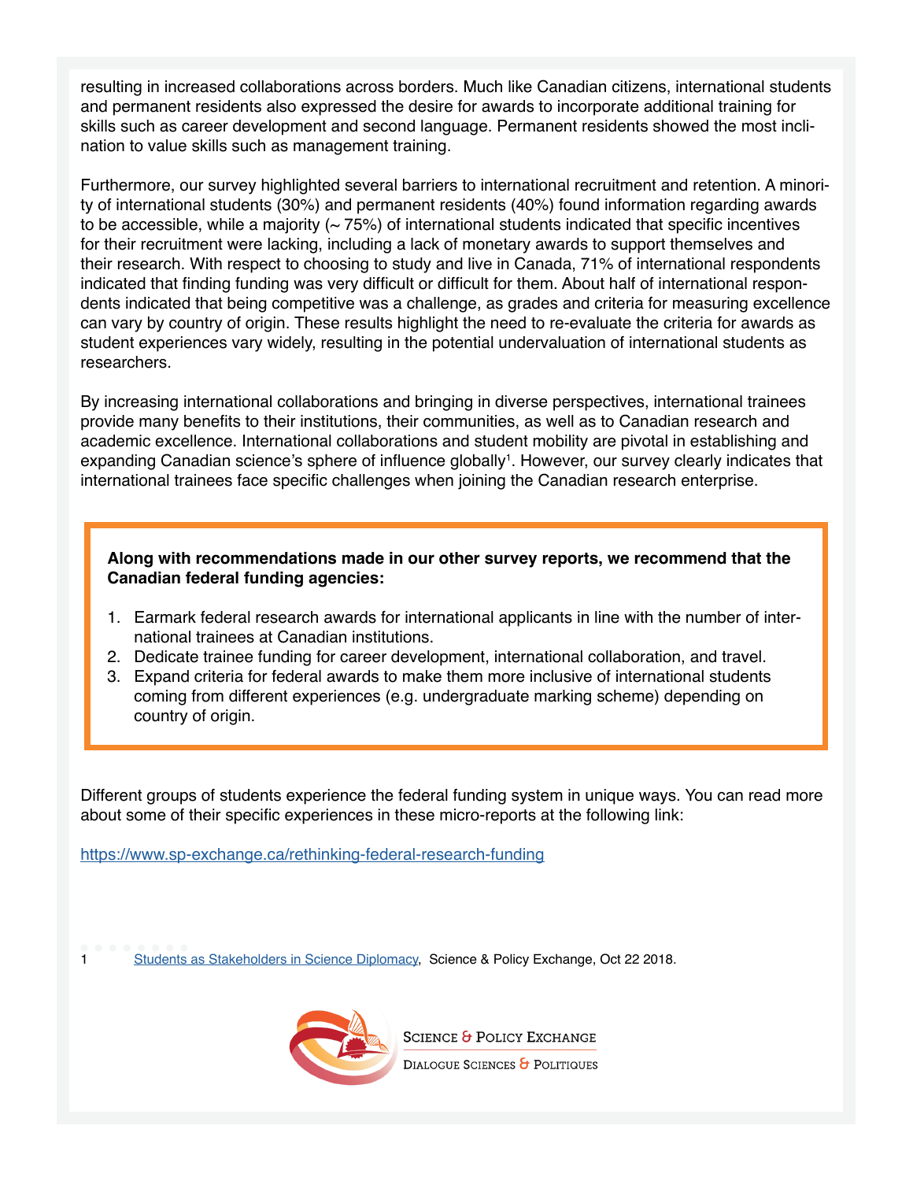resulting in increased collaborations across borders. Much like Canadian citizens, international students and permanent residents also expressed the desire for awards to incorporate additional training for skills such as career development and second language. Permanent residents showed the most inclination to value skills such as management training.

Furthermore, our survey highlighted several barriers to international recruitment and retention. A minority of international students (30%) and permanent residents (40%) found information regarding awards to be accessible, while a majority (~ 75%) of international students indicated that specific incentives for their recruitment were lacking, including a lack of monetary awards to support themselves and their research. With respect to choosing to study and live in Canada, 71% of international respondents indicated that finding funding was very difficult or difficult for them. About half of international respondents indicated that being competitive was a challenge, as grades and criteria for measuring excellence can vary by country of origin. These results highlight the need to re-evaluate the criteria for awards as student experiences vary widely, resulting in the potential undervaluation of international students as researchers.

By increasing international collaborations and bringing in diverse perspectives, international trainees provide many benefits to their institutions, their communities, as well as to Canadian research and academic excellence. International collaborations and student mobility are pivotal in establishing and expanding Canadian science's sphere of influence globally[1]. However, our survey clearly indicates that international trainees face specific challenges when joining the Canadian research enterprise.

**Along with recommendations made in our other survey reports, we recommend that the Canadian federal funding agencies:**

1. Earmark federal research awards for international applicants in line with the number of international trainees at Canadian institutions.
2. Dedicate trainee funding for career development, international collaboration, and travel.
3. Expand criteria for federal awards to make them more inclusive of international students coming from different experiences (e.g. undergraduate marking scheme) depending on country of origin.

Different groups of students experience the federal funding system in unique ways. You can read more about some of their specific experiences in these micro-reports at the following link:

https://www.sp-exchange.ca/rethinking-federal-research-funding

1 Students as Stakeholders in Science Diplomacy, Science & Policy Exchange, Oct 22 2018.

Science & Policy Exchange
Dialogue Sciences & Politiques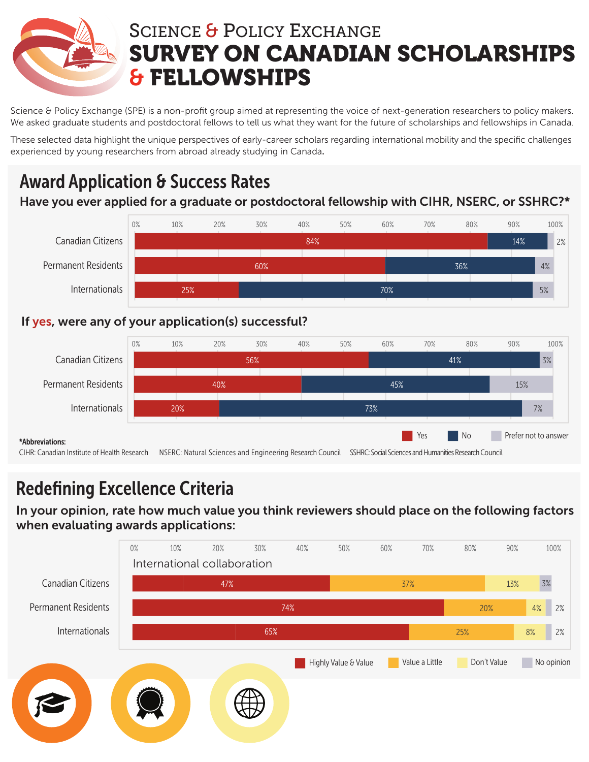# Science & Policy Exchange
# SURVEY ON CANADIAN SCHOLARSHIPS & FELLOWSHIPS

Science & Policy Exchange (SPE) is a non-profit group aimed at representing the voice of next-generation researchers to policy makers. We asked graduate students and postdoctoral fellows to tell us what they want for the future of scholarships and fellowships in Canada.

These selected data highlight the unique perspectives of early-career scholars regarding international mobility and the specific challenges experienced by young researchers from abroad already studying in Canada.

## Award Application & Success Rates

### Have you ever applied for a graduate or postdoctoral fellowship with CIHR, NSERC, or SSHRC?*

| | Yes | No | Prefer not to answer |
|---|---|---|---|
| Canadian Citizens | 84% | 14% | 2% |
| Permanent Residents | 60% | 36% | 4% |
| Internationals | 25% | 70% | 5% |

### If yes, were any of your application(s) successful?

| | Yes | No | Prefer not to answer |
|---|---|---|---|
| Canadian Citizens | 56% | 41% | 3% |
| Permanent Residents | 40% | 45% | 15% |
| Internationals | 20% | 73% | 7% |

**\*Abbreviations:**
CIHR: Canadian Institute of Health Research NSERC: Natural Sciences and Engineering Research Council SSHRC: Social Sciences and Humanities Research Council

## Redefining Excellence Criteria

### In your opinion, rate how much value you think reviewers should place on the following factors when evaluating awards applications:

International collaboration

| | Highly Value & Value | Value a Little | Don't Value | No opinion |
|---|---|---|---|---|
| Canadian Citizens | 47% | 37% | 13% | 3% |
| Permanent Residents | 74% | 20% | 4% | 2% |
| Internationals | 65% | 25% | 8% | 2% |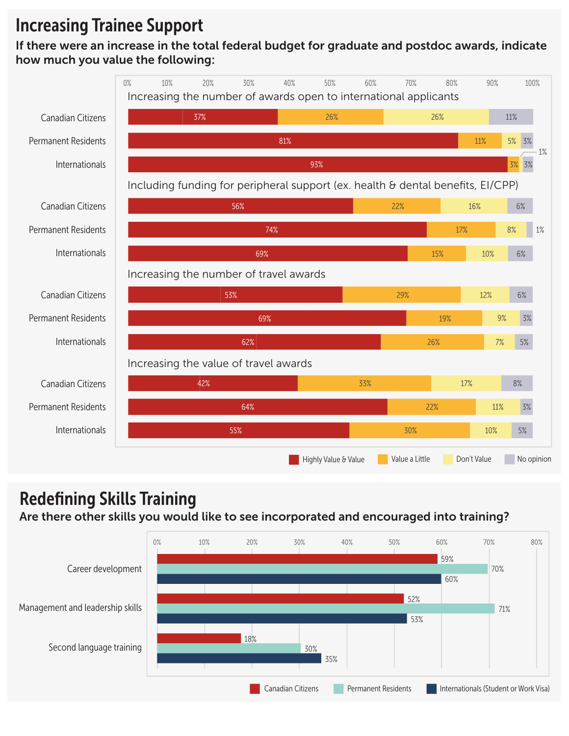# Increasing Trainee Support

## If there were an increase in the total federal budget for graduate and postdoc awards, indicate how much you value the following:

### Increasing the number of awards open to international applicants

| | Highly Value & Value | Value a Little | Don't Value | No opinion |
|---|---|---|---|---|
| Canadian Citizens | 37% | 26% | 26% | 11% |
| Permanent Residents | 81% | 11% | 5% | 3% |
| Internationals | 93% | 3% | 1% | 3% |

### Including funding for peripheral support (ex. health & dental benefits, EI/CPP)

| | Highly Value & Value | Value a Little | Don't Value | No opinion |
|---|---|---|---|---|
| Canadian Citizens | 56% | 22% | 16% | 6% |
| Permanent Residents | 74% | 17% | 8% | 1% |
| Internationals | 69% | 15% | 10% | 6% |

### Increasing the number of travel awards

| | Highly Value & Value | Value a Little | Don't Value | No opinion |
|---|---|---|---|---|
| Canadian Citizens | 53% | 29% | 12% | 6% |
| Permanent Residents | 69% | 19% | 9% | 3% |
| Internationals | 62% | 26% | 7% | 5% |

### Increasing the value of travel awards

| | Highly Value & Value | Value a Little | Don't Value | No opinion |
|---|---|---|---|---|
| Canadian Citizens | 42% | 33% | 17% | 8% |
| Permanent Residents | 64% | 22% | 11% | 3% |
| Internationals | 55% | 30% | 10% | 5% |

# Redefining Skills Training

## Are there other skills you would like to see incorporated and encouraged into training?

| | Canadian Citizens | Permanent Residents | Internationals (Student or Work Visa) |
|---|---|---|---|
| Career development | 59% | 70% | 60% |
| Management and leadership skills | 52% | 71% | 53% |
| Second language training | 18% | 30% | 35% |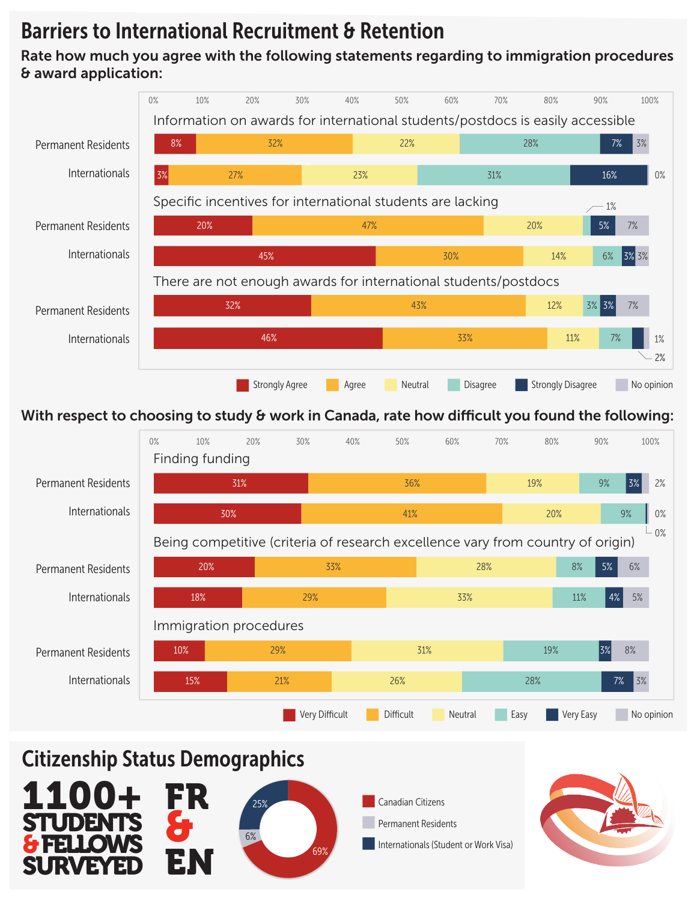# Barriers to International Recruitment & Retention

## Rate how much you agree with the following statements regarding to immigration procedures & award application:

0% 10% 20% 30% 40% 50% 60% 70% 80% 90% 100%

Information on awards for international students/postdocs is easily accessible

Permanent Residents: 8% 32% 22% 28% 7% 3%

Internationals: 3% 27% 23% 31% 16% 0%

Specific incentives for international students are lacking

Permanent Residents: 20% 47% 20% 1% 5% 7%

Internationals: 45% 30% 14% 6% 3% 3%

There are not enough awards for international students/postdocs

Permanent Residents: 32% 43% 12% 3% 3% 7%

Internationals: 46% 33% 11% 7% 1% 2%

Strongly Agree, Agree, Neutral, Disagree, Strongly Disagree, No opinion

## With respect to choosing to study & work in Canada, rate how difficult you found the following:

0% 10% 20% 30% 40% 50% 60% 70% 80% 90% 100%

Finding funding

Permanent Residents: 31% 36% 19% 9% 3% 2%

Internationals: 30% 41% 20% 9% 0% 0%

Being competitive (criteria of research excellence vary from country of origin)

Permanent Residents: 20% 33% 28% 8% 5% 6%

Internationals: 18% 29% 33% 11% 4% 5%

Immigration procedures

Permanent Residents: 10% 29% 31% 19% 3% 8%

Internationals: 15% 21% 26% 28% 7% 3%

Very Difficult, Difficult, Neutral, Easy, Very Easy, No opinion

# Citizenship Status Demographics

**1100+ STUDENTS & FELLOWS SURVEYED**

**FR & EN**

69% 6% 25%

Canadian Citizens

Permanent Residents

Internationals (Student or Work Visa)